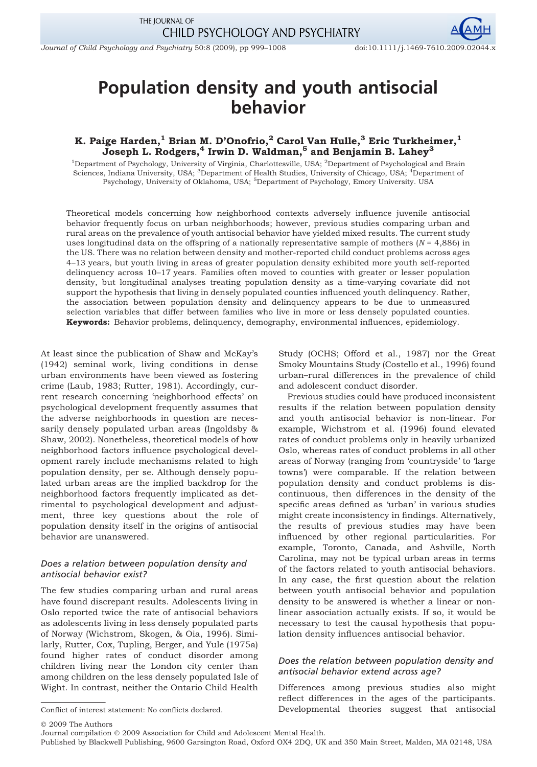# Population density and youth antisocial behavior

**K. Paige Harden,[1] Brian M. D'Onofrio,[2] Carol Van Hulle,[3] Eric Turkheimer,[1] Joseph L. Rodgers,[4] Irwin D. Waldman,[5] and Benjamin B. Lahey[3]**

[1]Department of Psychology, University of Virginia, Charlottesville, USA; [2]Department of Psychological and Brain Sciences, Indiana University, USA; [3]Department of Health Studies, University of Chicago, USA; [4]Department of Psychology, University of Oklahoma, USA; [5]Department of Psychology, Emory University. USA

Theoretical models concerning how neighborhood contexts adversely influence juvenile antisocial behavior frequently focus on urban neighborhoods; however, previous studies comparing urban and rural areas on the prevalence of youth antisocial behavior have yielded mixed results. The current study uses longitudinal data on the offspring of a nationally representative sample of mothers ($N = 4,886$) in the US. There was no relation between density and mother-reported child conduct problems across ages 4–13 years, but youth living in areas of greater population density exhibited more youth self-reported delinquency across 10–17 years. Families often moved to counties with greater or lesser population density, but longitudinal analyses treating population density as a time-varying covariate did not support the hypothesis that living in densely populated counties influenced youth delinquency. Rather, the association between population density and delinquency appears to be due to unmeasured selection variables that differ between families who live in more or less densely populated counties. **Keywords:** Behavior problems, delinquency, demography, environmental influences, epidemiology.

At least since the publication of Shaw and McKay's (1942) seminal work, living conditions in dense urban environments have been viewed as fostering crime (Laub, 1983; Rutter, 1981). Accordingly, current research concerning 'neighborhood effects' on psychological development frequently assumes that the adverse neighborhoods in question are necessarily densely populated urban areas (Ingoldsby & Shaw, 2002). Nonetheless, theoretical models of how neighborhood factors influence psychological development rarely include mechanisms related to high population density, per se. Although densely populated urban areas are the implied backdrop for the neighborhood factors frequently implicated as detrimental to psychological development and adjustment, three key questions about the role of population density itself in the origins of antisocial behavior are unanswered.

### *Does a relation between population density and antisocial behavior exist?*

The few studies comparing urban and rural areas have found discrepant results. Adolescents living in Oslo reported twice the rate of antisocial behaviors as adolescents living in less densely populated parts of Norway (Wichstrom, Skogen, & Oia, 1996). Similarly, Rutter, Cox, Tupling, Berger, and Yule (1975a) found higher rates of conduct disorder among children living near the London city center than among children on the less densely populated Isle of Wight. In contrast, neither the Ontario Child Health Study (OCHS; Offord et al., 1987) nor the Great Smoky Mountains Study (Costello et al., 1996) found urban–rural differences in the prevalence of child and adolescent conduct disorder.

Previous studies could have produced inconsistent results if the relation between population density and youth antisocial behavior is non-linear. For example, Wichstrom et al. (1996) found elevated rates of conduct problems only in heavily urbanized Oslo, whereas rates of conduct problems in all other areas of Norway (ranging from 'countryside' to 'large towns') were comparable. If the relation between population density and conduct problems is discontinuous, then differences in the density of the specific areas defined as 'urban' in various studies might create inconsistency in findings. Alternatively, the results of previous studies may have been influenced by other regional particularities. For example, Toronto, Canada, and Ashville, North Carolina, may not be typical urban areas in terms of the factors related to youth antisocial behaviors. In any case, the first question about the relation between youth antisocial behavior and population density to be answered is whether a linear or non-linear association actually exists. If so, it would be necessary to test the causal hypothesis that population density influences antisocial behavior.

### *Does the relation between population density and antisocial behavior extend across age?*

Differences among previous studies also might reflect differences in the ages of the participants. Developmental theories suggest that antisocial

Conflict of interest statement: No conflicts declared.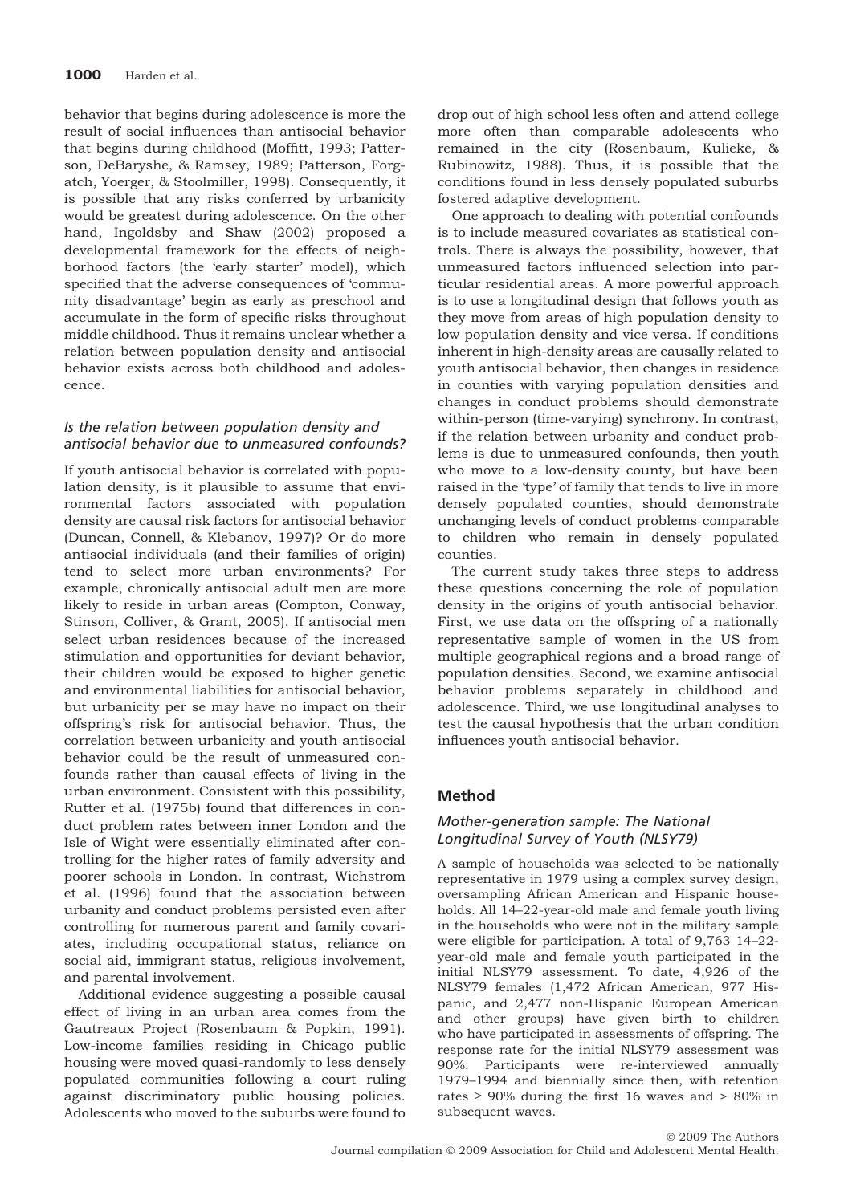behavior that begins during adolescence is more the result of social influences than antisocial behavior that begins during childhood (Moffitt, 1993; Patterson, DeBaryshe, & Ramsey, 1989; Patterson, Forgatch, Yoerger, & Stoolmiller, 1998). Consequently, it is possible that any risks conferred by urbanicity would be greatest during adolescence. On the other hand, Ingoldsby and Shaw (2002) proposed a developmental framework for the effects of neighborhood factors (the 'early starter' model), which specified that the adverse consequences of 'community disadvantage' begin as early as preschool and accumulate in the form of specific risks throughout middle childhood. Thus it remains unclear whether a relation between population density and antisocial behavior exists across both childhood and adolescence.

### *Is the relation between population density and antisocial behavior due to unmeasured confounds?*

If youth antisocial behavior is correlated with population density, is it plausible to assume that environmental factors associated with population density are causal risk factors for antisocial behavior (Duncan, Connell, & Klebanov, 1997)? Or do more antisocial individuals (and their families of origin) tend to select more urban environments? For example, chronically antisocial adult men are more likely to reside in urban areas (Compton, Conway, Stinson, Colliver, & Grant, 2005). If antisocial men select urban residences because of the increased stimulation and opportunities for deviant behavior, their children would be exposed to higher genetic and environmental liabilities for antisocial behavior, but urbanicity per se may have no impact on their offspring's risk for antisocial behavior. Thus, the correlation between urbanicity and youth antisocial behavior could be the result of unmeasured confounds rather than causal effects of living in the urban environment. Consistent with this possibility, Rutter et al. (1975b) found that differences in conduct problem rates between inner London and the Isle of Wight were essentially eliminated after controlling for the higher rates of family adversity and poorer schools in London. In contrast, Wichstrom et al. (1996) found that the association between urbanity and conduct problems persisted even after controlling for numerous parent and family covariates, including occupational status, reliance on social aid, immigrant status, religious involvement, and parental involvement.

Additional evidence suggesting a possible causal effect of living in an urban area comes from the Gautreaux Project (Rosenbaum & Popkin, 1991). Low-income families residing in Chicago public housing were moved quasi-randomly to less densely populated communities following a court ruling against discriminatory public housing policies. Adolescents who moved to the suburbs were found to drop out of high school less often and attend college more often than comparable adolescents who remained in the city (Rosenbaum, Kulieke, & Rubinowitz, 1988). Thus, it is possible that the conditions found in less densely populated suburbs fostered adaptive development.

One approach to dealing with potential confounds is to include measured covariates as statistical controls. There is always the possibility, however, that unmeasured factors influenced selection into particular residential areas. A more powerful approach is to use a longitudinal design that follows youth as they move from areas of high population density to low population density and vice versa. If conditions inherent in high-density areas are causally related to youth antisocial behavior, then changes in residence in counties with varying population densities and changes in conduct problems should demonstrate within-person (time-varying) synchrony. In contrast, if the relation between urbanity and conduct problems is due to unmeasured confounds, then youth who move to a low-density county, but have been raised in the 'type' of family that tends to live in more densely populated counties, should demonstrate unchanging levels of conduct problems comparable to children who remain in densely populated counties.

The current study takes three steps to address these questions concerning the role of population density in the origins of youth antisocial behavior. First, we use data on the offspring of a nationally representative sample of women in the US from multiple geographical regions and a broad range of population densities. Second, we examine antisocial behavior problems separately in childhood and adolescence. Third, we use longitudinal analyses to test the causal hypothesis that the urban condition influences youth antisocial behavior.

## Method

### *Mother-generation sample: The National Longitudinal Survey of Youth (NLSY79)*

A sample of households was selected to be nationally representative in 1979 using a complex survey design, oversampling African American and Hispanic households. All 14–22-year-old male and female youth living in the households who were not in the military sample were eligible for participation. A total of 9,763 14–22-year-old male and female youth participated in the initial NLSY79 assessment. To date, 4,926 of the NLSY79 females (1,472 African American, 977 Hispanic, and 2,477 non-Hispanic European American and other groups) have given birth to children who have participated in assessments of offspring. The response rate for the initial NLSY79 assessment was 90%. Participants were re-interviewed annually 1979–1994 and biennially since then, with retention rates ≥ 90% during the first 16 waves and > 80% in subsequent waves.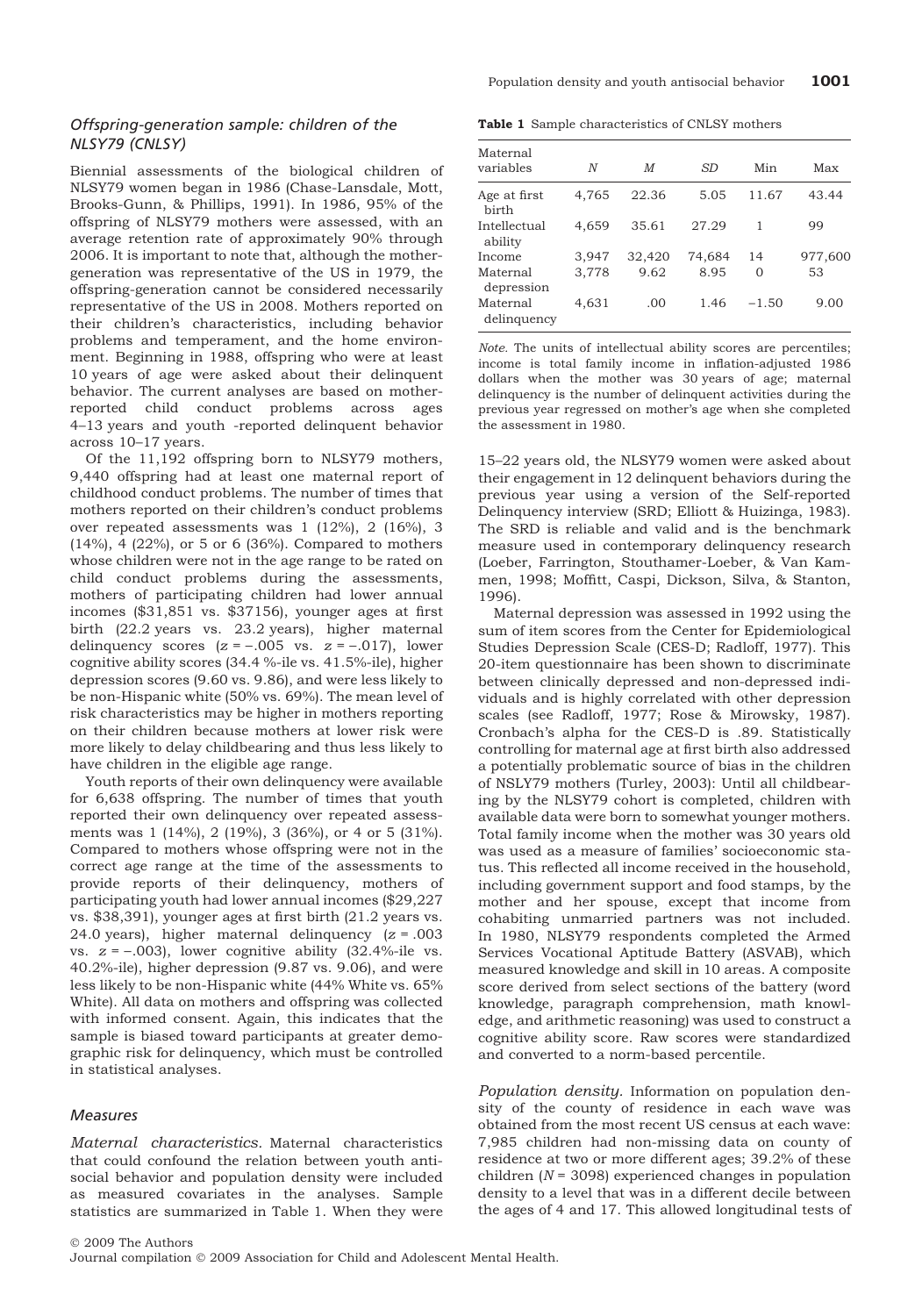### Offspring-generation sample: children of the NLSY79 (CNLSY)

Biennial assessments of the biological children of NLSY79 women began in 1986 (Chase-Lansdale, Mott, Brooks-Gunn, & Phillips, 1991). In 1986, 95% of the offspring of NLSY79 mothers were assessed, with an average retention rate of approximately 90% through 2006. It is important to note that, although the mother-generation was representative of the US in 1979, the offspring-generation cannot be considered necessarily representative of the US in 2008. Mothers reported on their children's characteristics, including behavior problems and temperament, and the home environment. Beginning in 1988, offspring who were at least 10 years of age were asked about their delinquent behavior. The current analyses are based on mother-reported child conduct problems across ages 4–13 years and youth -reported delinquent behavior across 10–17 years.

Of the 11,192 offspring born to NLSY79 mothers, 9,440 offspring had at least one maternal report of childhood conduct problems. The number of times that mothers reported on their children's conduct problems over repeated assessments was 1 (12%), 2 (16%), 3 (14%), 4 (22%), or 5 or 6 (36%). Compared to mothers whose children were not in the age range to be rated on child conduct problems during the assessments, mothers of participating children had lower annual incomes ($31,851 vs. $37156), younger ages at first birth (22.2 years vs. 23.2 years), higher maternal delinquency scores ($z = -.005$ vs. $z = -.017$), lower cognitive ability scores (34.4 %-ile vs. 41.5%-ile), higher depression scores (9.60 vs. 9.86), and were less likely to be non-Hispanic white (50% vs. 69%). The mean level of risk characteristics may be higher in mothers reporting on their children because mothers at lower risk were more likely to delay childbearing and thus less likely to have children in the eligible age range.

Youth reports of their own delinquency were available for 6,638 offspring. The number of times that youth reported their own delinquency over repeated assessments was 1 (14%), 2 (19%), 3 (36%), or 4 or 5 (31%). Compared to mothers whose offspring were not in the correct age range at the time of the assessments to provide reports of their delinquency, mothers of participating youth had lower annual incomes ($29,227 vs. $38,391), younger ages at first birth (21.2 years vs. 24.0 years), higher maternal delinquency ($z = .003$ vs. $z = -.003$), lower cognitive ability (32.4%-ile vs. 40.2%-ile), higher depression (9.87 vs. 9.06), and were less likely to be non-Hispanic white (44% White vs. 65% White). All data on mothers and offspring was collected with informed consent. Again, this indicates that the sample is biased toward participants at greater demographic risk for delinquency, which must be controlled in statistical analyses.

### Measures

*Maternal characteristics.* Maternal characteristics that could confound the relation between youth antisocial behavior and population density were included as measured covariates in the analyses. Sample statistics are summarized in Table 1. When they were 15–22 years old, the NLSY79 women were asked about their engagement in 12 delinquent behaviors during the previous year using a version of the Self-reported Delinquency interview (SRD; Elliott & Huizinga, 1983). The SRD is reliable and valid and is the benchmark measure used in contemporary delinquency research (Loeber, Farrington, Stouthamer-Loeber, & Van Kammen, 1998; Moffitt, Caspi, Dickson, Silva, & Stanton, 1996).

**Table 1** Sample characteristics of CNLSY mothers

| Maternal variables | *N* | *M* | *SD* | Min | Max |
|---|---|---|---|---|---|
| Age at first birth | 4,765 | 22.36 | 5.05 | 11.67 | 43.44 |
| Intellectual ability | 4,659 | 35.61 | 27.29 | 1 | 99 |
| Income | 3,947 | 32,420 | 74,684 | 14 | 977,600 |
| Maternal depression | 3,778 | 9.62 | 8.95 | 0 | 53 |
| Maternal delinquency | 4,631 | .00 | 1.46 | −1.50 | 9.00 |

*Note.* The units of intellectual ability scores are percentiles; income is total family income in inflation-adjusted 1986 dollars when the mother was 30 years of age; maternal delinquency is the number of delinquent activities during the previous year regressed on mother's age when she completed the assessment in 1980.

Maternal depression was assessed in 1992 using the sum of item scores from the Center for Epidemiological Studies Depression Scale (CES-D; Radloff, 1977). This 20-item questionnaire has been shown to discriminate between clinically depressed and non-depressed individuals and is highly correlated with other depression scales (see Radloff, 1977; Rose & Mirowsky, 1987). Cronbach's alpha for the CES-D is .89. Statistically controlling for maternal age at first birth also addressed a potentially problematic source of bias in the children of NSLY79 mothers (Turley, 2003): Until all childbearing by the NLSY79 cohort is completed, children with available data were born to somewhat younger mothers. Total family income when the mother was 30 years old was used as a measure of families' socioeconomic status. This reflected all income received in the household, including government support and food stamps, by the mother and her spouse, except that income from cohabiting unmarried partners was not included. In 1980, NLSY79 respondents completed the Armed Services Vocational Aptitude Battery (ASVAB), which measured knowledge and skill in 10 areas. A composite score derived from select sections of the battery (word knowledge, paragraph comprehension, math knowledge, and arithmetic reasoning) was used to construct a cognitive ability score. Raw scores were standardized and converted to a norm-based percentile.

*Population density.* Information on population density of the county of residence in each wave was obtained from the most recent US census at each wave: 7,985 children had non-missing data on county of residence at two or more different ages; 39.2% of these children ($N = 3098$) experienced changes in population density to a level that was in a different decile between the ages of 4 and 17. This allowed longitudinal tests of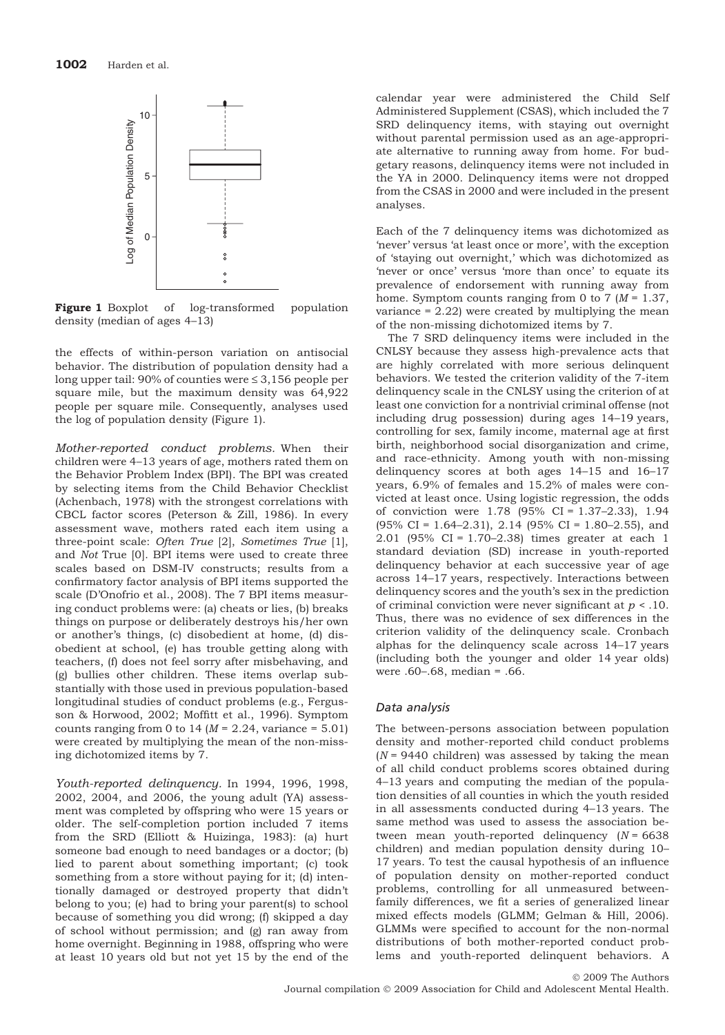**Figure 1** Boxplot of log-transformed population density (median of ages 4–13)

the effects of within-person variation on antisocial behavior. The distribution of population density had a long upper tail: 90% of counties were ≤ 3,156 people per square mile, but the maximum density was 64,922 people per square mile. Consequently, analyses used the log of population density (Figure 1).

*Mother-reported conduct problems.* When their children were 4–13 years of age, mothers rated them on the Behavior Problem Index (BPI). The BPI was created by selecting items from the Child Behavior Checklist (Achenbach, 1978) with the strongest correlations with CBCL factor scores (Peterson & Zill, 1986). In every assessment wave, mothers rated each item using a three-point scale: *Often True* [2], *Sometimes True* [1], and *Not* True [0]. BPI items were used to create three scales based on DSM-IV constructs; results from a confirmatory factor analysis of BPI items supported the scale (D'Onofrio et al., 2008). The 7 BPI items measuring conduct problems were: (a) cheats or lies, (b) breaks things on purpose or deliberately destroys his/her own or another's things, (c) disobedient at home, (d) disobedient at school, (e) has trouble getting along with teachers, (f) does not feel sorry after misbehaving, and (g) bullies other children. These items overlap substantially with those used in previous population-based longitudinal studies of conduct problems (e.g., Fergusson & Horwood, 2002; Moffitt et al., 1996). Symptom counts ranging from 0 to 14 ($M$ = 2.24, variance = 5.01) were created by multiplying the mean of the non-missing dichotomized items by 7.

*Youth-reported delinquency.* In 1994, 1996, 1998, 2002, 2004, and 2006, the young adult (YA) assessment was completed by offspring who were 15 years or older. The self-completion portion included 7 items from the SRD (Elliott & Huizinga, 1983): (a) hurt someone bad enough to need bandages or a doctor; (b) lied to parent about something important; (c) took something from a store without paying for it; (d) intentionally damaged or destroyed property that didn't belong to you; (e) had to bring your parent(s) to school because of something you did wrong; (f) skipped a day of school without permission; and (g) ran away from home overnight. Beginning in 1988, offspring who were at least 10 years old but not yet 15 by the end of the calendar year were administered the Child Self Administered Supplement (CSAS), which included the 7 SRD delinquency items, with staying out overnight without parental permission used as an age-appropriate alternative to running away from home. For budgetary reasons, delinquency items were not included in the YA in 2000. Delinquency items were not dropped from the CSAS in 2000 and were included in the present analyses.

Each of the 7 delinquency items was dichotomized as 'never' versus 'at least once or more', with the exception of 'staying out overnight,' which was dichotomized as 'never or once' versus 'more than once' to equate its prevalence of endorsement with running away from home. Symptom counts ranging from 0 to 7 ($M$ = 1.37, variance = 2.22) were created by multiplying the mean of the non-missing dichotomized items by 7.

The 7 SRD delinquency items were included in the CNLSY because they assess high-prevalence acts that are highly correlated with more serious delinquent behaviors. We tested the criterion validity of the 7-item delinquency scale in the CNLSY using the criterion of at least one conviction for a nontrivial criminal offense (not including drug possession) during ages 14–19 years, controlling for sex, family income, maternal age at first birth, neighborhood social disorganization and crime, and race-ethnicity. Among youth with non-missing delinquency scores at both ages 14–15 and 16–17 years, 6.9% of females and 15.2% of males were convicted at least once. Using logistic regression, the odds of conviction were 1.78 (95% CI = 1.37–2.33), 1.94 (95% CI = 1.64–2.31), 2.14 (95% CI = 1.80–2.55), and 2.01 (95% CI = 1.70–2.38) times greater at each 1 standard deviation (SD) increase in youth-reported delinquency behavior at each successive year of age across 14–17 years, respectively. Interactions between delinquency scores and the youth's sex in the prediction of criminal conviction were never significant at $p < .10$. Thus, there was no evidence of sex differences in the criterion validity of the delinquency scale. Cronbach alphas for the delinquency scale across 14–17 years (including both the younger and older 14 year olds) were .60–.68, median = .66.

## Data analysis

The between-persons association between population density and mother-reported child conduct problems ($N$ = 9440 children) was assessed by taking the mean of all child conduct problems scores obtained during 4–13 years and computing the median of the population densities of all counties in which the youth resided in all assessments conducted during 4–13 years. The same method was used to assess the association between mean youth-reported delinquency ($N$ = 6638 children) and median population density during 10–17 years. To test the causal hypothesis of an influence of population density on mother-reported conduct problems, controlling for all unmeasured between-family differences, we fit a series of generalized linear mixed effects models (GLMM; Gelman & Hill, 2006). GLMMs were specified to account for the non-normal distributions of both mother-reported conduct problems and youth-reported delinquent behaviors. A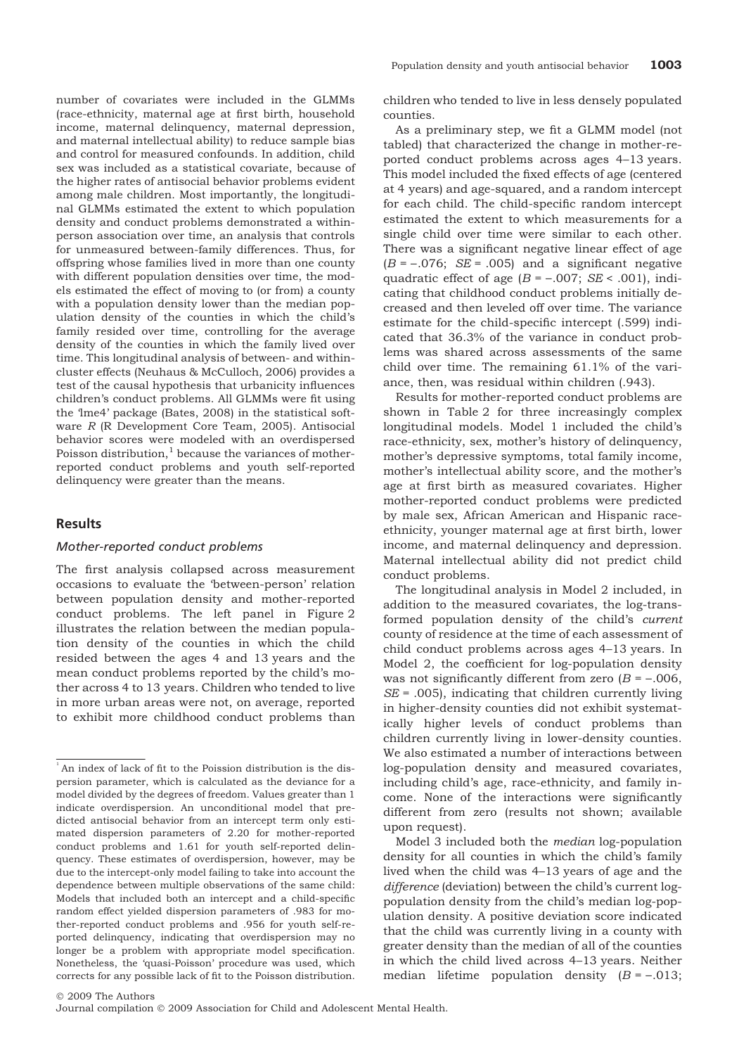number of covariates were included in the GLMMs (race-ethnicity, maternal age at first birth, household income, maternal delinquency, maternal depression, and maternal intellectual ability) to reduce sample bias and control for measured confounds. In addition, child sex was included as a statistical covariate, because of the higher rates of antisocial behavior problems evident among male children. Most importantly, the longitudinal GLMMs estimated the extent to which population density and conduct problems demonstrated a within-person association over time, an analysis that controls for unmeasured between-family differences. Thus, for offspring whose families lived in more than one county with different population densities over time, the models estimated the effect of moving to (or from) a county with a population density lower than the median population density of the counties in which the child's family resided over time, controlling for the average density of the counties in which the family lived over time. This longitudinal analysis of between- and within-cluster effects (Neuhaus & McCulloch, 2006) provides a test of the causal hypothesis that urbanicity influences children's conduct problems. All GLMMs were fit using the 'lme4' package (Bates, 2008) in the statistical software *R* (R Development Core Team, 2005). Antisocial behavior scores were modeled with an overdispersed Poisson distribution,[1] because the variances of mother-reported conduct problems and youth self-reported delinquency were greater than the means.

## Results

### Mother-reported conduct problems

The first analysis collapsed across measurement occasions to evaluate the 'between-person' relation between population density and mother-reported conduct problems. The left panel in Figure 2 illustrates the relation between the median population density of the counties in which the child resided between the ages 4 and 13 years and the mean conduct problems reported by the child's mother across 4 to 13 years. Children who tended to live in more urban areas were not, on average, reported to exhibit more childhood conduct problems than children who tended to live in less densely populated counties.

As a preliminary step, we fit a GLMM model (not tabled) that characterized the change in mother-reported conduct problems across ages 4–13 years. This model included the fixed effects of age (centered at 4 years) and age-squared, and a random intercept for each child. The child-specific random intercept estimated the extent to which measurements for a single child over time were similar to each other. There was a significant negative linear effect of age ($B = -.076$; $SE = .005$) and a significant negative quadratic effect of age ($B = -.007$; $SE < .001$), indicating that childhood conduct problems initially decreased and then leveled off over time. The variance estimate for the child-specific intercept (.599) indicated that 36.3% of the variance in conduct problems was shared across assessments of the same child over time. The remaining 61.1% of the variance, then, was residual within children (.943).

Results for mother-reported conduct problems are shown in Table 2 for three increasingly complex longitudinal models. Model 1 included the child's race-ethnicity, sex, mother's history of delinquency, mother's depressive symptoms, total family income, mother's intellectual ability score, and the mother's age at first birth as measured covariates. Higher mother-reported conduct problems were predicted by male sex, African American and Hispanic race-ethnicity, younger maternal age at first birth, lower income, and maternal delinquency and depression. Maternal intellectual ability did not predict child conduct problems.

The longitudinal analysis in Model 2 included, in addition to the measured covariates, the log-transformed population density of the child's *current* county of residence at the time of each assessment of child conduct problems across ages 4–13 years. In Model 2, the coefficient for log-population density was not significantly different from zero ($B = -.006$, $SE = .005$), indicating that children currently living in higher-density counties did not exhibit systematically higher levels of conduct problems than children currently living in lower-density counties. We also estimated a number of interactions between log-population density and measured covariates, including child's age, race-ethnicity, and family income. None of the interactions were significantly different from zero (results not shown; available upon request).

Model 3 included both the *median* log-population density for all counties in which the child's family lived when the child was 4–13 years of age and the *difference* (deviation) between the child's current log-population density from the child's median log-population density. A positive deviation score indicated that the child was currently living in a county with greater density than the median of all of the counties in which the child lived across 4–13 years. Neither median lifetime population density ($B = -.013$;

[1] An index of lack of fit to the Poission distribution is the dispersion parameter, which is calculated as the deviance for a model divided by the degrees of freedom. Values greater than 1 indicate overdispersion. An unconditional model that predicted antisocial behavior from an intercept term only estimated dispersion parameters of 2.20 for mother-reported conduct problems and 1.61 for youth self-reported delinquency. These estimates of overdispersion, however, may be due to the intercept-only model failing to take into account the dependence between multiple observations of the same child: Models that included both an intercept and a child-specific random effect yielded dispersion parameters of .983 for mother-reported conduct problems and .956 for youth self-reported delinquency, indicating that overdispersion may no longer be a problem with appropriate model specification. Nonetheless, the 'quasi-Poisson' procedure was used, which corrects for any possible lack of fit to the Poisson distribution.

© 2009 The Authors
Journal compilation © 2009 Association for Child and Adolescent Mental Health.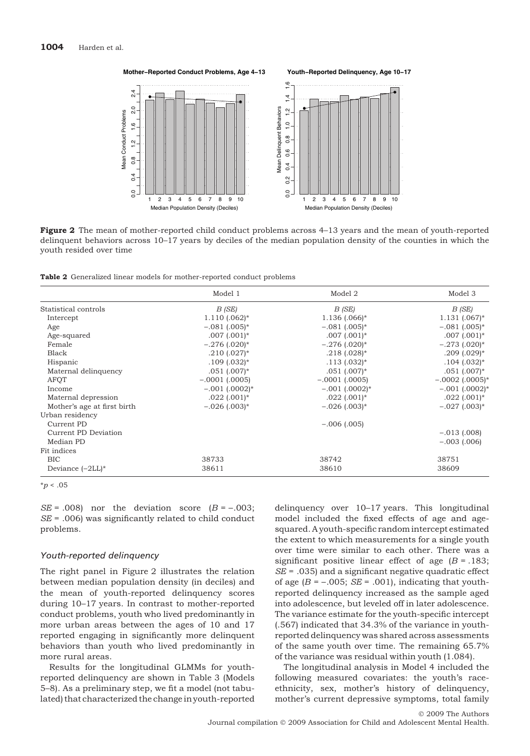**Figure 2** The mean of mother-reported child conduct problems across 4–13 years and the mean of youth-reported delinquent behaviors across 10–17 years by deciles of the median population density of the counties in which the youth resided over time

**Table 2** Generalized linear models for mother-reported conduct problems

| | Model 1 | Model 2 | Model 3 |
|---|---|---|---|
| Statistical controls | *B (SE)* | *B (SE)* | *B (SE)* |
| Intercept | 1.110 (.062)* | 1.136 (.066)* | 1.131 (.067)* |
| Age | −.081 (.005)* | −.081 (.005)* | −.081 (.005)* |
| Age-squared | .007 (.001)* | .007 (.001)* | .007 (.001)* |
| Female | −.276 (.020)* | −.276 (.020)* | −.273 (.020)* |
| Black | .210 (.027)* | .218 (.028)* | .209 (.029)* |
| Hispanic | .109 (.032)* | .113 (.032)* | .104 (.032)* |
| Maternal delinquency | .051 (.007)* | .051 (.007)* | .051 (.007)* |
| AFQT | −.0001 (.0005) | −.0001 (.0005) | −.0002 (.0005)* |
| Income | −.001 (.0002)* | −.001 (.0002)* | −.001 (.0002)* |
| Maternal depression | .022 (.001)* | .022 (.001)* | .022 (.001)* |
| Mother's age at first birth | −.026 (.003)* | −.026 (.003)* | −.027 (.003)* |
| Urban residency | | | |
| Current PD | | −.006 (.005) | |
| Current PD Deviation | | | −.013 (.008) |
| Median PD | | | −.003 (.006) |
| Fit indices | | | |
| BIC | 38733 | 38742 | 38751 |
| Deviance (−2LL)* | 38611 | 38610 | 38609 |

$^*p < .05$

*SE* = .008) nor the deviation score (*B* = −.003; *SE* = .006) was significantly related to child conduct problems.

### *Youth-reported delinquency*

The right panel in Figure 2 illustrates the relation between median population density (in deciles) and the mean of youth-reported delinquency scores during 10–17 years. In contrast to mother-reported conduct problems, youth who lived predominantly in more urban areas between the ages of 10 and 17 reported engaging in significantly more delinquent behaviors than youth who lived predominantly in more rural areas.

Results for the longitudinal GLMMs for youth-reported delinquency are shown in Table 3 (Models 5–8). As a preliminary step, we fit a model (not tabulated) that characterized the change in youth-reported delinquency over 10–17 years. This longitudinal model included the fixed effects of age and age-squared. A youth-specific random intercept estimated the extent to which measurements for a single youth over time were similar to each other. There was a significant positive linear effect of age (*B* = .183; *SE* = .035) and a significant negative quadratic effect of age (*B* = −.005; *SE* = .001), indicating that youth-reported delinquency increased as the sample aged into adolescence, but leveled off in later adolescence. The variance estimate for the youth-specific intercept (.567) indicated that 34.3% of the variance in youth-reported delinquency was shared across assessments of the same youth over time. The remaining 65.7% of the variance was residual within youth (1.084).

The longitudinal analysis in Model 4 included the following measured covariates: the youth's race-ethnicity, sex, mother's history of delinquency, mother's current depressive symptoms, total family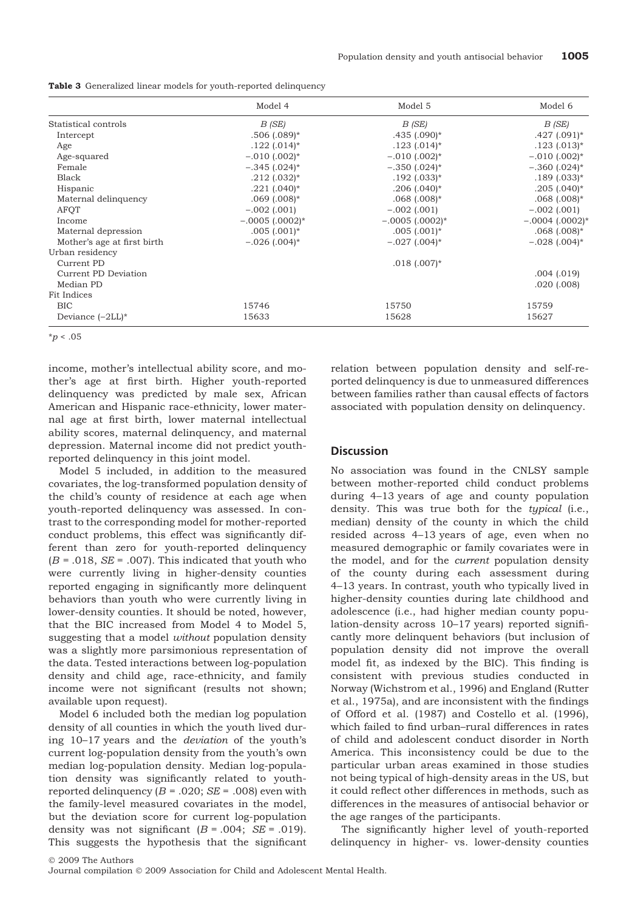**Table 3** Generalized linear models for youth-reported delinquency

| | Model 4 | Model 5 | Model 6 |
|---|---|---|---|
| Statistical controls | *B (SE)* | *B (SE)* | *B (SE)* |
| Intercept | .506 (.089)* | .435 (.090)* | .427 (.091)* |
| Age | .122 (.014)* | .123 (.014)* | .123 (.013)* |
| Age-squared | −.010 (.002)* | −.010 (.002)* | −.010 (.002)* |
| Female | −.345 (.024)* | −.350 (.024)* | −.360 (.024)* |
| Black | .212 (.032)* | .192 (.033)* | .189 (.033)* |
| Hispanic | .221 (.040)* | .206 (.040)* | .205 (.040)* |
| Maternal delinquency | .069 (.008)* | .068 (.008)* | .068 (.008)* |
| AFQT | −.002 (.001) | −.002 (.001) | −.002 (.001) |
| Income | −.0005 (.0002)* | −.0005 (.0002)* | −.0004 (.0002)* |
| Maternal depression | .005 (.001)* | .005 (.001)* | .068 (.008)* |
| Mother's age at first birth | −.026 (.004)* | −.027 (.004)* | −.028 (.004)* |
| Urban residency | | | |
| Current PD | | .018 (.007)* | |
| Current PD Deviation | | | .004 (.019) |
| Median PD | | | .020 (.008) |
| Fit Indices | | | |
| BIC | 15746 | 15750 | 15759 |
| Deviance (−2LL)* | 15633 | 15628 | 15627 |

*$p < .05$

income, mother's intellectual ability score, and mother's age at first birth. Higher youth-reported delinquency was predicted by male sex, African American and Hispanic race-ethnicity, lower maternal age at first birth, lower maternal intellectual ability scores, maternal delinquency, and maternal depression. Maternal income did not predict youth-reported delinquency in this joint model.

Model 5 included, in addition to the measured covariates, the log-transformed population density of the child's county of residence at each age when youth-reported delinquency was assessed. In contrast to the corresponding model for mother-reported conduct problems, this effect was significantly different than zero for youth-reported delinquency ($B$ = .018, $SE$ = .007). This indicated that youth who were currently living in higher-density counties reported engaging in significantly more delinquent behaviors than youth who were currently living in lower-density counties. It should be noted, however, that the BIC increased from Model 4 to Model 5, suggesting that a model *without* population density was a slightly more parsimonious representation of the data. Tested interactions between log-population density and child age, race-ethnicity, and family income were not significant (results not shown; available upon request).

Model 6 included both the median log population density of all counties in which the youth lived during 10–17 years and the *deviation* of the youth's current log-population density from the youth's own median log-population density. Median log-population density was significantly related to youth-reported delinquency ($B$ = .020; $SE$ = .008) even with the family-level measured covariates in the model, but the deviation score for current log-population density was not significant ($B$ = .004; $SE$ = .019). This suggests the hypothesis that the significant relation between population density and self-reported delinquency is due to unmeasured differences between families rather than causal effects of factors associated with population density on delinquency.

## Discussion

No association was found in the CNLSY sample between mother-reported child conduct problems during 4–13 years of age and county population density. This was true both for the *typical* (i.e., median) density of the county in which the child resided across 4–13 years of age, even when no measured demographic or family covariates were in the model, and for the *current* population density of the county during each assessment during 4–13 years. In contrast, youth who typically lived in higher-density counties during late childhood and adolescence (i.e., had higher median county population-density across 10–17 years) reported significantly more delinquent behaviors (but inclusion of population density did not improve the overall model fit, as indexed by the BIC). This finding is consistent with previous studies conducted in Norway (Wichstrom et al., 1996) and England (Rutter et al., 1975a), and are inconsistent with the findings of Offord et al. (1987) and Costello et al. (1996), which failed to find urban–rural differences in rates of child and adolescent conduct disorder in North America. This inconsistency could be due to the particular urban areas examined in those studies not being typical of high-density areas in the US, but it could reflect other differences in methods, such as differences in the measures of antisocial behavior or the age ranges of the participants.

The significantly higher level of youth-reported delinquency in higher- vs. lower-density counties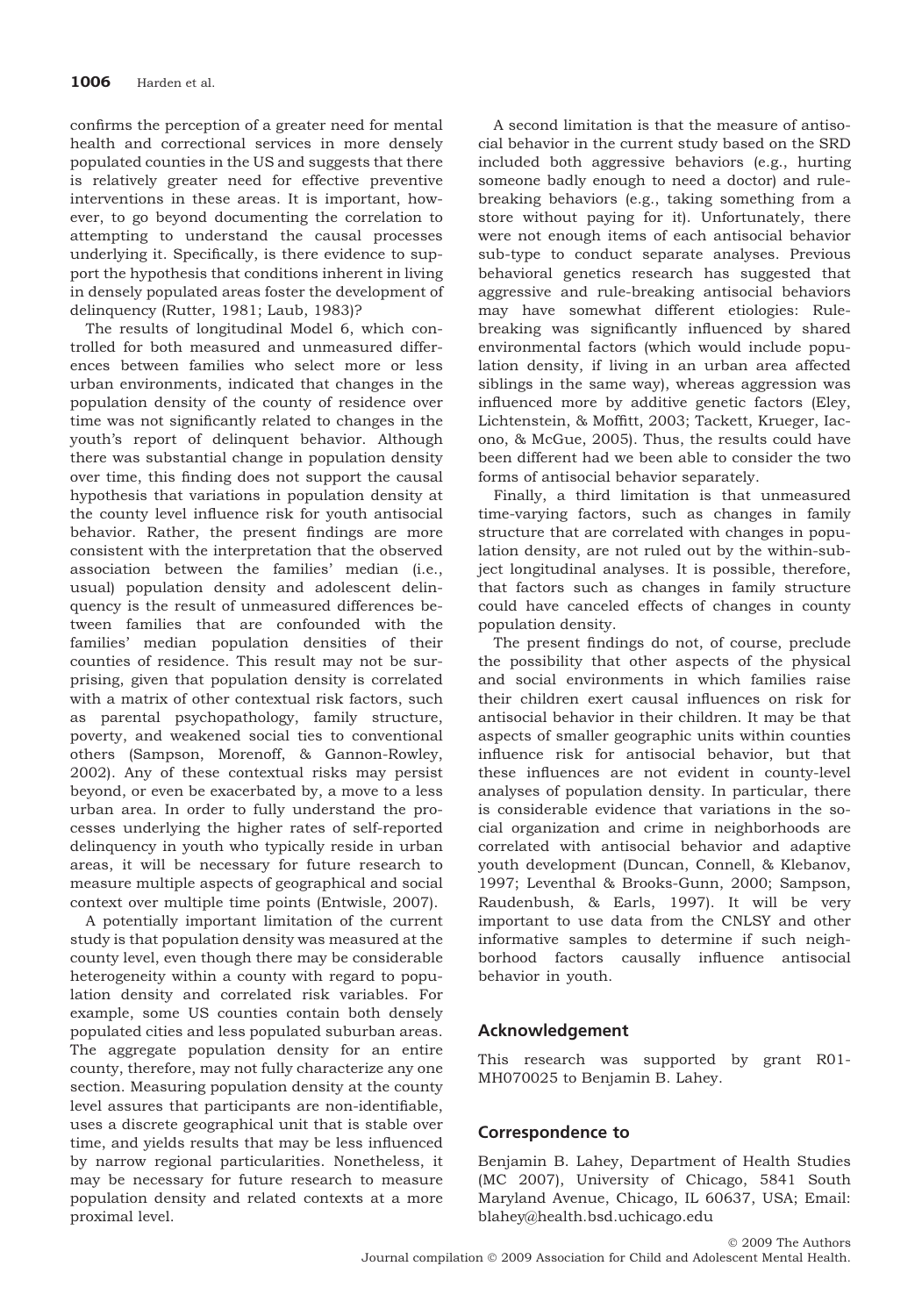confirms the perception of a greater need for mental health and correctional services in more densely populated counties in the US and suggests that there is relatively greater need for effective preventive interventions in these areas. It is important, however, to go beyond documenting the correlation to attempting to understand the causal processes underlying it. Specifically, is there evidence to support the hypothesis that conditions inherent in living in densely populated areas foster the development of delinquency (Rutter, 1981; Laub, 1983)?

The results of longitudinal Model 6, which controlled for both measured and unmeasured differences between families who select more or less urban environments, indicated that changes in the population density of the county of residence over time was not significantly related to changes in the youth's report of delinquent behavior. Although there was substantial change in population density over time, this finding does not support the causal hypothesis that variations in population density at the county level influence risk for youth antisocial behavior. Rather, the present findings are more consistent with the interpretation that the observed association between the families' median (i.e., usual) population density and adolescent delinquency is the result of unmeasured differences between families that are confounded with the families' median population densities of their counties of residence. This result may not be surprising, given that population density is correlated with a matrix of other contextual risk factors, such as parental psychopathology, family structure, poverty, and weakened social ties to conventional others (Sampson, Morenoff, & Gannon-Rowley, 2002). Any of these contextual risks may persist beyond, or even be exacerbated by, a move to a less urban area. In order to fully understand the processes underlying the higher rates of self-reported delinquency in youth who typically reside in urban areas, it will be necessary for future research to measure multiple aspects of geographical and social context over multiple time points (Entwisle, 2007).

A potentially important limitation of the current study is that population density was measured at the county level, even though there may be considerable heterogeneity within a county with regard to population density and correlated risk variables. For example, some US counties contain both densely populated cities and less populated suburban areas. The aggregate population density for an entire county, therefore, may not fully characterize any one section. Measuring population density at the county level assures that participants are non-identifiable, uses a discrete geographical unit that is stable over time, and yields results that may be less influenced by narrow regional particularities. Nonetheless, it may be necessary for future research to measure population density and related contexts at a more proximal level.

A second limitation is that the measure of antisocial behavior in the current study based on the SRD included both aggressive behaviors (e.g., hurting someone badly enough to need a doctor) and rule-breaking behaviors (e.g., taking something from a store without paying for it). Unfortunately, there were not enough items of each antisocial behavior sub-type to conduct separate analyses. Previous behavioral genetics research has suggested that aggressive and rule-breaking antisocial behaviors may have somewhat different etiologies: Rule-breaking was significantly influenced by shared environmental factors (which would include population density, if living in an urban area affected siblings in the same way), whereas aggression was influenced more by additive genetic factors (Eley, Lichtenstein, & Moffitt, 2003; Tackett, Krueger, Iacono, & McGue, 2005). Thus, the results could have been different had we been able to consider the two forms of antisocial behavior separately.

Finally, a third limitation is that unmeasured time-varying factors, such as changes in family structure that are correlated with changes in population density, are not ruled out by the within-subject longitudinal analyses. It is possible, therefore, that factors such as changes in family structure could have canceled effects of changes in county population density.

The present findings do not, of course, preclude the possibility that other aspects of the physical and social environments in which families raise their children exert causal influences on risk for antisocial behavior in their children. It may be that aspects of smaller geographic units within counties influence risk for antisocial behavior, but that these influences are not evident in county-level analyses of population density. In particular, there is considerable evidence that variations in the social organization and crime in neighborhoods are correlated with antisocial behavior and adaptive youth development (Duncan, Connell, & Klebanov, 1997; Leventhal & Brooks-Gunn, 2000; Sampson, Raudenbush, & Earls, 1997). It will be very important to use data from the CNLSY and other informative samples to determine if such neighborhood factors causally influence antisocial behavior in youth.

## Acknowledgement

This research was supported by grant R01-MH070025 to Benjamin B. Lahey.

## Correspondence to

Benjamin B. Lahey, Department of Health Studies (MC 2007), University of Chicago, 5841 South Maryland Avenue, Chicago, IL 60637, USA; Email: blahey@health.bsd.uchicago.edu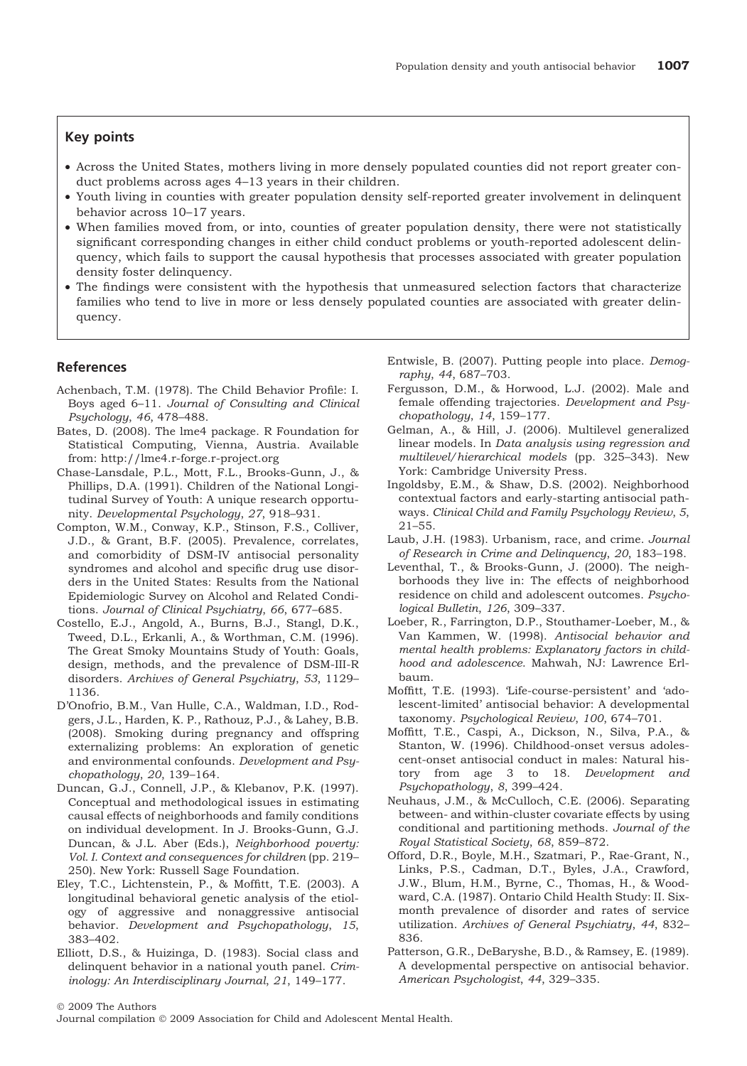## Key points

- Across the United States, mothers living in more densely populated counties did not report greater conduct problems across ages 4–13 years in their children.
- Youth living in counties with greater population density self-reported greater involvement in delinquent behavior across 10–17 years.
- When families moved from, or into, counties of greater population density, there were not statistically significant corresponding changes in either child conduct problems or youth-reported adolescent delinquency, which fails to support the causal hypothesis that processes associated with greater population density foster delinquency.
- The findings were consistent with the hypothesis that unmeasured selection factors that characterize families who tend to live in more or less densely populated counties are associated with greater delinquency.

## References

Achenbach, T.M. (1978). The Child Behavior Profile: I. Boys aged 6–11. *Journal of Consulting and Clinical Psychology*, *46*, 478–488.

Bates, D. (2008). The lme4 package. R Foundation for Statistical Computing, Vienna, Austria. Available from: http://lme4.r-forge.r-project.org

Chase-Lansdale, P.L., Mott, F.L., Brooks-Gunn, J., & Phillips, D.A. (1991). Children of the National Longitudinal Survey of Youth: A unique research opportunity. *Developmental Psychology*, *27*, 918–931.

Compton, W.M., Conway, K.P., Stinson, F.S., Colliver, J.D., & Grant, B.F. (2005). Prevalence, correlates, and comorbidity of DSM-IV antisocial personality syndromes and alcohol and specific drug use disorders in the United States: Results from the National Epidemiologic Survey on Alcohol and Related Conditions. *Journal of Clinical Psychiatry*, *66*, 677–685.

Costello, E.J., Angold, A., Burns, B.J., Stangl, D.K., Tweed, D.L., Erkanli, A., & Worthman, C.M. (1996). The Great Smoky Mountains Study of Youth: Goals, design, methods, and the prevalence of DSM-III-R disorders. *Archives of General Psychiatry*, *53*, 1129–1136.

D'Onofrio, B.M., Van Hulle, C.A., Waldman, I.D., Rodgers, J.L., Harden, K. P., Rathouz, P.J., & Lahey, B.B. (2008). Smoking during pregnancy and offspring externalizing problems: An exploration of genetic and environmental confounds. *Development and Psychopathology*, *20*, 139–164.

Duncan, G.J., Connell, J.P., & Klebanov, P.K. (1997). Conceptual and methodological issues in estimating causal effects of neighborhoods and family conditions on individual development. In J. Brooks-Gunn, G.J. Duncan, & J.L. Aber (Eds.), *Neighborhood poverty: Vol. I. Context and consequences for children* (pp. 219–250). New York: Russell Sage Foundation.

Eley, T.C., Lichtenstein, P., & Moffitt, T.E. (2003). A longitudinal behavioral genetic analysis of the etiology of aggressive and nonaggressive antisocial behavior. *Development and Psychopathology*, *15*, 383–402.

Elliott, D.S., & Huizinga, D. (1983). Social class and delinquent behavior in a national youth panel. *Criminology: An Interdisciplinary Journal*, *21*, 149–177.

Entwisle, B. (2007). Putting people into place. *Demography*, *44*, 687–703.

Fergusson, D.M., & Horwood, L.J. (2002). Male and female offending trajectories. *Development and Psychopathology*, *14*, 159–177.

Gelman, A., & Hill, J. (2006). Multilevel generalized linear models. In *Data analysis using regression and multilevel/hierarchical models* (pp. 325–343). New York: Cambridge University Press.

Ingoldsby, E.M., & Shaw, D.S. (2002). Neighborhood contextual factors and early-starting antisocial pathways. *Clinical Child and Family Psychology Review*, *5*, 21–55.

Laub, J.H. (1983). Urbanism, race, and crime. *Journal of Research in Crime and Delinquency*, *20*, 183–198.

Leventhal, T., & Brooks-Gunn, J. (2000). The neighborhoods they live in: The effects of neighborhood residence on child and adolescent outcomes. *Psychological Bulletin*, *126*, 309–337.

Loeber, R., Farrington, D.P., Stouthamer-Loeber, M., & Van Kammen, W. (1998). *Antisocial behavior and mental health problems: Explanatory factors in childhood and adolescence*. Mahwah, NJ: Lawrence Erlbaum.

Moffitt, T.E. (1993). 'Life-course-persistent' and 'adolescent-limited' antisocial behavior: A developmental taxonomy. *Psychological Review*, *100*, 674–701.

Moffitt, T.E., Caspi, A., Dickson, N., Silva, P.A., & Stanton, W. (1996). Childhood-onset versus adolescent-onset antisocial conduct in males: Natural history from age 3 to 18. *Development and Psychopathology*, *8*, 399–424.

Neuhaus, J.M., & McCulloch, C.E. (2006). Separating between- and within-cluster covariate effects by using conditional and partitioning methods. *Journal of the Royal Statistical Society*, *68*, 859–872.

Offord, D.R., Boyle, M.H., Szatmari, P., Rae-Grant, N., Links, P.S., Cadman, D.T., Byles, J.A., Crawford, J.W., Blum, H.M., Byrne, C., Thomas, H., & Woodward, C.A. (1987). Ontario Child Health Study: II. Six-month prevalence of disorder and rates of service utilization. *Archives of General Psychiatry*, *44*, 832–836.

Patterson, G.R., DeBaryshe, B.D., & Ramsey, E. (1989). A developmental perspective on antisocial behavior. *American Psychologist*, *44*, 329–335.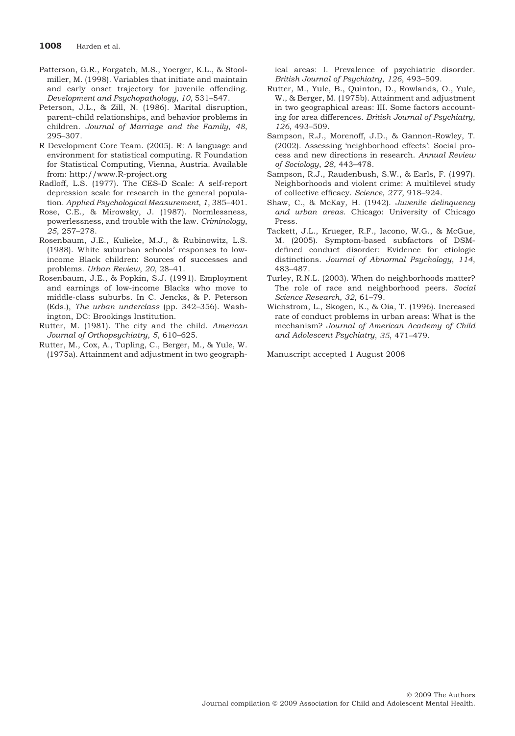Patterson, G.R., Forgatch, M.S., Yoerger, K.L., & Stoolmiller, M. (1998). Variables that initiate and maintain and early onset trajectory for juvenile offending. *Development and Psychopathology*, *10*, 531–547.

Peterson, J.L., & Zill, N. (1986). Marital disruption, parent–child relationships, and behavior problems in children. *Journal of Marriage and the Family*, *48*, 295–307.

R Development Core Team. (2005). R: A language and environment for statistical computing. R Foundation for Statistical Computing, Vienna, Austria. Available from: http://www.R-project.org

Radloff, L.S. (1977). The CES-D Scale: A self-report depression scale for research in the general population. *Applied Psychological Measurement*, *1*, 385–401.

Rose, C.E., & Mirowsky, J. (1987). Normlessness, powerlessness, and trouble with the law. *Criminology*, *25*, 257–278.

Rosenbaum, J.E., Kulieke, M.J., & Rubinowitz, L.S. (1988). White suburban schools' responses to low-income Black children: Sources of successes and problems. *Urban Review*, *20*, 28–41.

Rosenbaum, J.E., & Popkin, S.J. (1991). Employment and earnings of low-income Blacks who move to middle-class suburbs. In C. Jencks, & P. Peterson (Eds.), *The urban underclass* (pp. 342–356). Washington, DC: Brookings Institution.

Rutter, M. (1981). The city and the child. *American Journal of Orthopsychiatry*, *5*, 610–625.

Rutter, M., Cox, A., Tupling, C., Berger, M., & Yule, W. (1975a). Attainment and adjustment in two geographical areas: I. Prevalence of psychiatric disorder. *British Journal of Psychiatry*, *126*, 493–509.

Rutter, M., Yule, B., Quinton, D., Rowlands, O., Yule, W., & Berger, M. (1975b). Attainment and adjustment in two geographical areas: III. Some factors accounting for area differences. *British Journal of Psychiatry*, *126*, 493–509.

Sampson, R.J., Morenoff, J.D., & Gannon-Rowley, T. (2002). Assessing 'neighborhood effects': Social process and new directions in research. *Annual Review of Sociology*, *28*, 443–478.

Sampson, R.J., Raudenbush, S.W., & Earls, F. (1997). Neighborhoods and violent crime: A multilevel study of collective efficacy. *Science*, *277*, 918–924.

Shaw, C., & McKay, H. (1942). *Juvenile delinquency and urban areas*. Chicago: University of Chicago Press.

Tackett, J.L., Krueger, R.F., Iacono, W.G., & McGue, M. (2005). Symptom-based subfactors of DSM-defined conduct disorder: Evidence for etiologic distinctions. *Journal of Abnormal Psychology*, *114*, 483–487.

Turley, R.N.L. (2003). When do neighborhoods matter? The role of race and neighborhood peers. *Social Science Research*, *32*, 61–79.

Wichstrom, L., Skogen, K., & Oia, T. (1996). Increased rate of conduct problems in urban areas: What is the mechanism? *Journal of American Academy of Child and Adolescent Psychiatry*, *35*, 471–479.

Manuscript accepted 1 August 2008